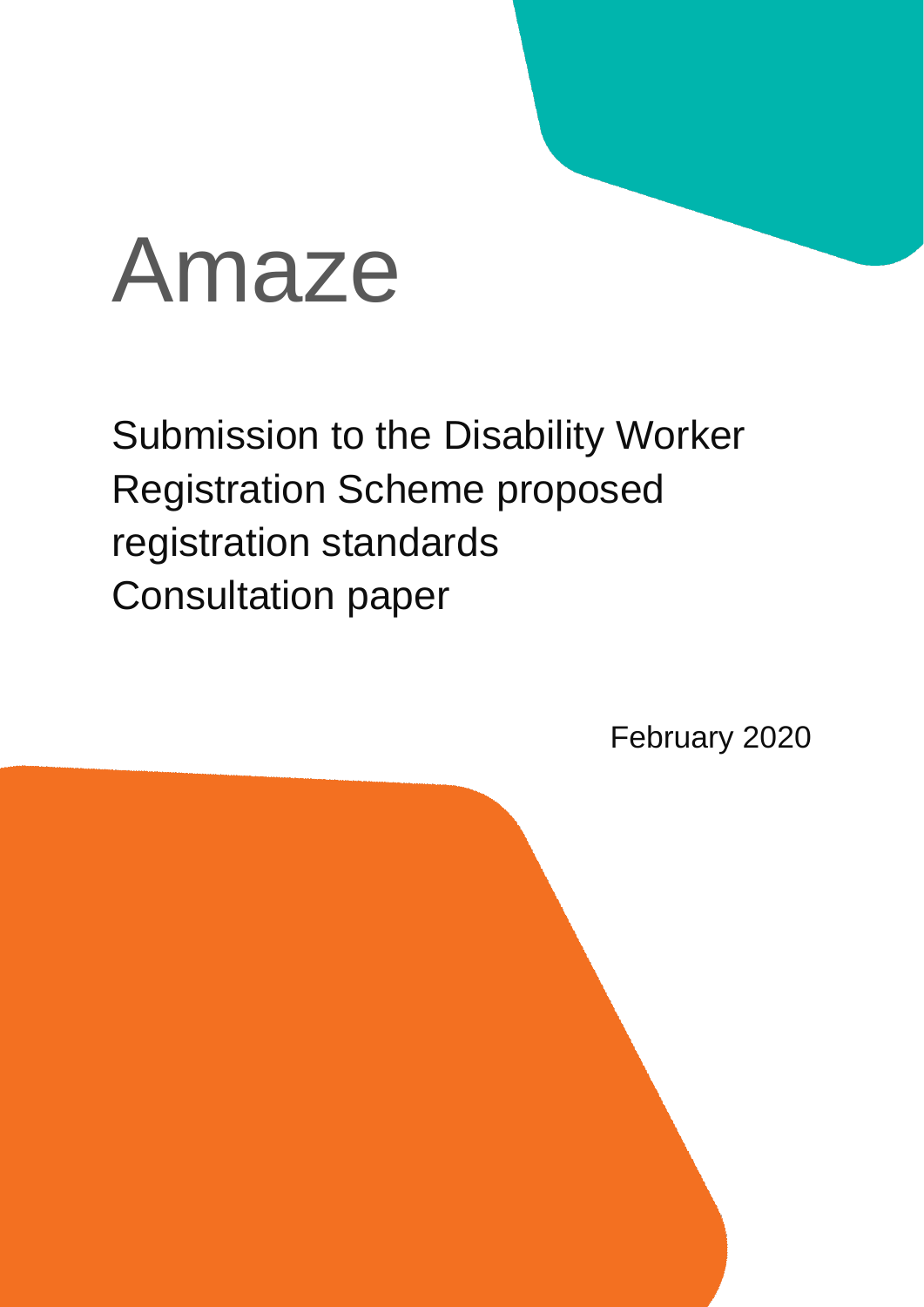# Amaze

## Submission to the Disability Worker Registration Scheme proposed registration standards Consultation paper

February 2020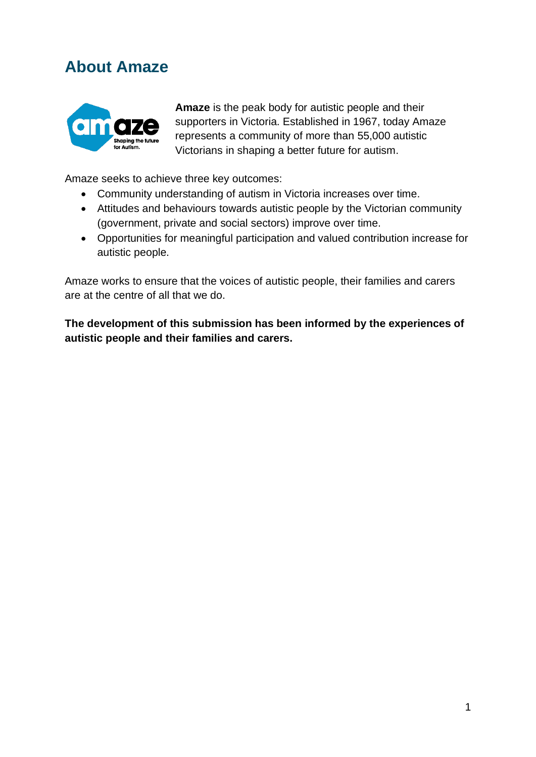# About Amaze

**Amaze** is the peak body for autistic people and their supporters in Victoria. Established in 1967, today Amaze represents a community of more than 55,000 autistic Victorians in shaping a better future for autism.

Amaze seeks to achieve three key outcomes:

- Community understanding of autism in Victoria increases over time.
- Attitudes and behaviours towards autistic people by the Victorian community (government, private and social sectors) improve over time.
- Opportunities for meaningful participation and valued contribution increase for autistic people.

Amaze works to ensure that the voices of autistic people, their families and carers are at the centre of all that we do.

**The development of this submission has been informed by the experiences of autistic people and their families and carers.**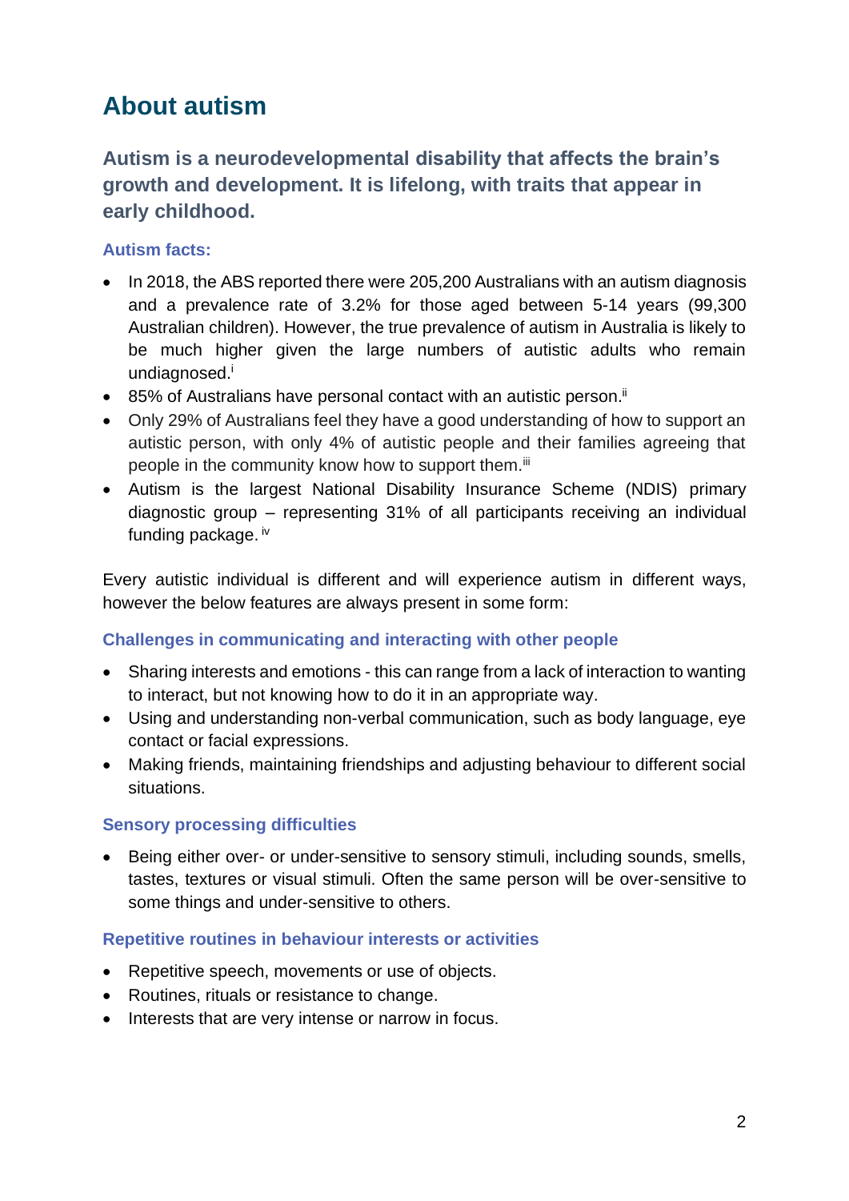# About autism

## Autism is a neurodevelopmental disability that affects the brain's growth and development. It is lifelong, with traits that appear in early childhood.

### Autism facts:

- In 2018, the ABS reported there were 205,200 Australians with an autism diagnosis and a prevalence rate of 3.2% for those aged between 5-14 years (99,300 Australian children). However, the true prevalence of autism in Australia is likely to be much higher given the large numbers of autistic adults who remain undiagnosed.[i]
- 85% of Australians have personal contact with an autistic person.[ii]
- Only 29% of Australians feel they have a good understanding of how to support an autistic person, with only 4% of autistic people and their families agreeing that people in the community know how to support them.[iii]
- Autism is the largest National Disability Insurance Scheme (NDIS) primary diagnostic group – representing 31% of all participants receiving an individual funding package.[iv]

Every autistic individual is different and will experience autism in different ways, however the below features are always present in some form:

### Challenges in communicating and interacting with other people

- Sharing interests and emotions - this can range from a lack of interaction to wanting to interact, but not knowing how to do it in an appropriate way.
- Using and understanding non-verbal communication, such as body language, eye contact or facial expressions.
- Making friends, maintaining friendships and adjusting behaviour to different social situations.

### Sensory processing difficulties

- Being either over- or under-sensitive to sensory stimuli, including sounds, smells, tastes, textures or visual stimuli. Often the same person will be over-sensitive to some things and under-sensitive to others.

### Repetitive routines in behaviour interests or activities

- Repetitive speech, movements or use of objects.
- Routines, rituals or resistance to change.
- Interests that are very intense or narrow in focus.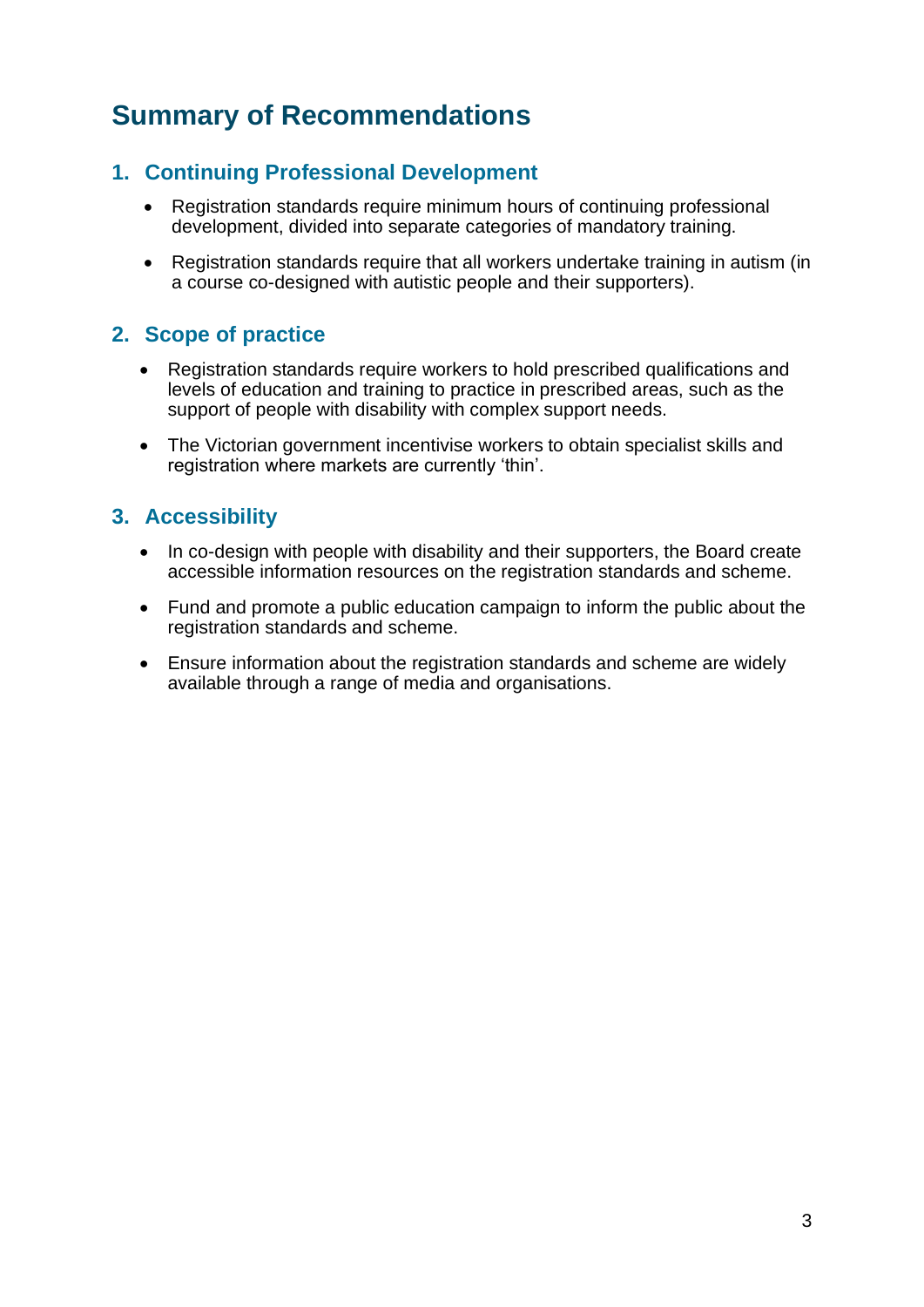# Summary of Recommendations

## 1. Continuing Professional Development

- Registration standards require minimum hours of continuing professional development, divided into separate categories of mandatory training.
- Registration standards require that all workers undertake training in autism (in a course co-designed with autistic people and their supporters).

## 2. Scope of practice

- Registration standards require workers to hold prescribed qualifications and levels of education and training to practice in prescribed areas, such as the support of people with disability with complex support needs.
- The Victorian government incentivise workers to obtain specialist skills and registration where markets are currently 'thin'.

## 3. Accessibility

- In co-design with people with disability and their supporters, the Board create accessible information resources on the registration standards and scheme.
- Fund and promote a public education campaign to inform the public about the registration standards and scheme.
- Ensure information about the registration standards and scheme are widely available through a range of media and organisations.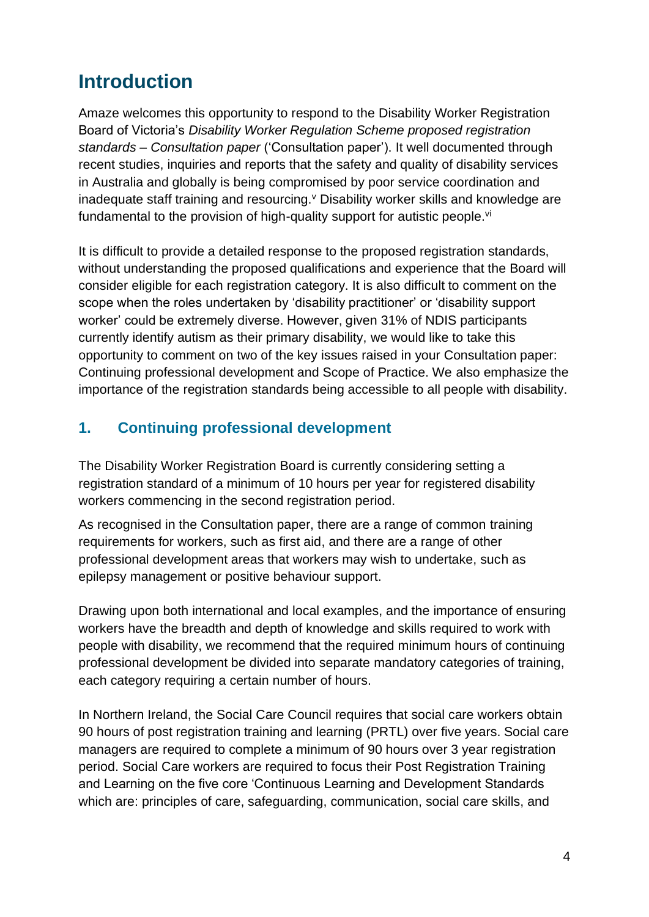# Introduction

Amaze welcomes this opportunity to respond to the Disability Worker Registration Board of Victoria's *Disability Worker Regulation Scheme proposed registration standards – Consultation paper* ('Consultation paper'). It well documented through recent studies, inquiries and reports that the safety and quality of disability services in Australia and globally is being compromised by poor service coordination and inadequate staff training and resourcing.[v] Disability worker skills and knowledge are fundamental to the provision of high-quality support for autistic people.[vi]

It is difficult to provide a detailed response to the proposed registration standards, without understanding the proposed qualifications and experience that the Board will consider eligible for each registration category. It is also difficult to comment on the scope when the roles undertaken by 'disability practitioner' or 'disability support worker' could be extremely diverse. However, given 31% of NDIS participants currently identify autism as their primary disability, we would like to take this opportunity to comment on two of the key issues raised in your Consultation paper: Continuing professional development and Scope of Practice. We also emphasize the importance of the registration standards being accessible to all people with disability.

## 1. Continuing professional development

The Disability Worker Registration Board is currently considering setting a registration standard of a minimum of 10 hours per year for registered disability workers commencing in the second registration period.

As recognised in the Consultation paper, there are a range of common training requirements for workers, such as first aid, and there are a range of other professional development areas that workers may wish to undertake, such as epilepsy management or positive behaviour support.

Drawing upon both international and local examples, and the importance of ensuring workers have the breadth and depth of knowledge and skills required to work with people with disability, we recommend that the required minimum hours of continuing professional development be divided into separate mandatory categories of training, each category requiring a certain number of hours.

In Northern Ireland, the Social Care Council requires that social care workers obtain 90 hours of post registration training and learning (PRTL) over five years. Social care managers are required to complete a minimum of 90 hours over 3 year registration period. Social Care workers are required to focus their Post Registration Training and Learning on the five core 'Continuous Learning and Development Standards which are: principles of care, safeguarding, communication, social care skills, and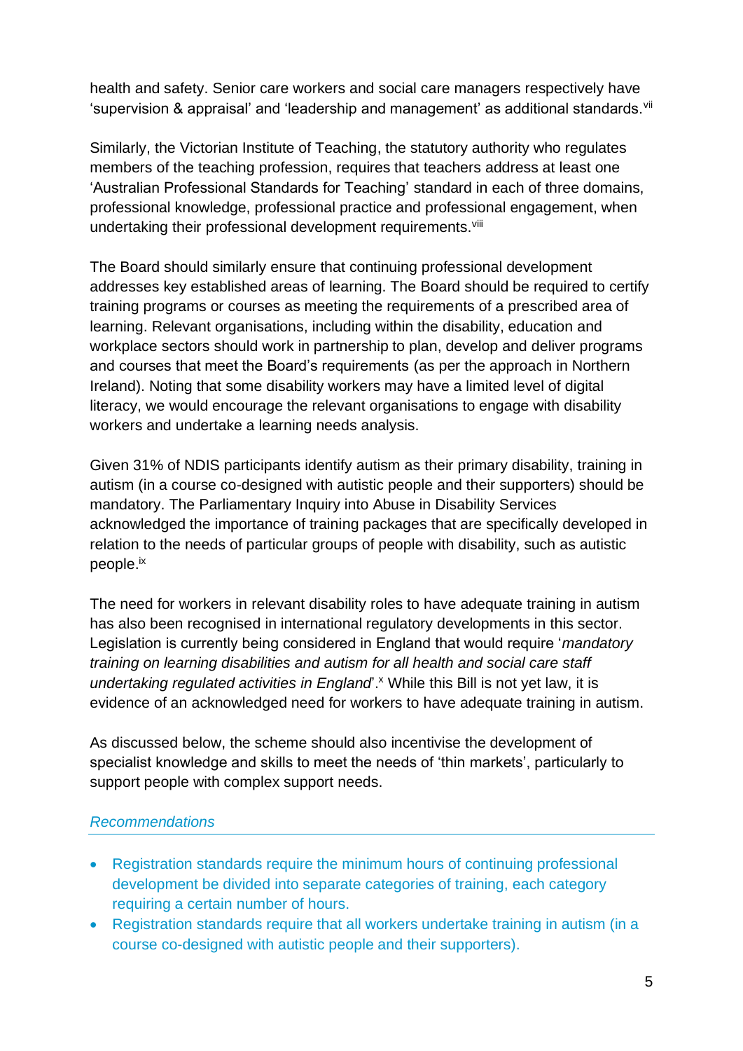health and safety. Senior care workers and social care managers respectively have 'supervision & appraisal' and 'leadership and management' as additional standards.[vii]

Similarly, the Victorian Institute of Teaching, the statutory authority who regulates members of the teaching profession, requires that teachers address at least one 'Australian Professional Standards for Teaching' standard in each of three domains, professional knowledge, professional practice and professional engagement, when undertaking their professional development requirements.[viii]

The Board should similarly ensure that continuing professional development addresses key established areas of learning. The Board should be required to certify training programs or courses as meeting the requirements of a prescribed area of learning. Relevant organisations, including within the disability, education and workplace sectors should work in partnership to plan, develop and deliver programs and courses that meet the Board's requirements (as per the approach in Northern Ireland). Noting that some disability workers may have a limited level of digital literacy, we would encourage the relevant organisations to engage with disability workers and undertake a learning needs analysis.

Given 31% of NDIS participants identify autism as their primary disability, training in autism (in a course co-designed with autistic people and their supporters) should be mandatory. The Parliamentary Inquiry into Abuse in Disability Services acknowledged the importance of training packages that are specifically developed in relation to the needs of particular groups of people with disability, such as autistic people.[ix]

The need for workers in relevant disability roles to have adequate training in autism has also been recognised in international regulatory developments in this sector. Legislation is currently being considered in England that would require '*mandatory training on learning disabilities and autism for all health and social care staff undertaking regulated activities in England*'.[x] While this Bill is not yet law, it is evidence of an acknowledged need for workers to have adequate training in autism.

As discussed below, the scheme should also incentivise the development of specialist knowledge and skills to meet the needs of 'thin markets', particularly to support people with complex support needs.

### *Recommendations*

- Registration standards require the minimum hours of continuing professional development be divided into separate categories of training, each category requiring a certain number of hours.
- Registration standards require that all workers undertake training in autism (in a course co-designed with autistic people and their supporters).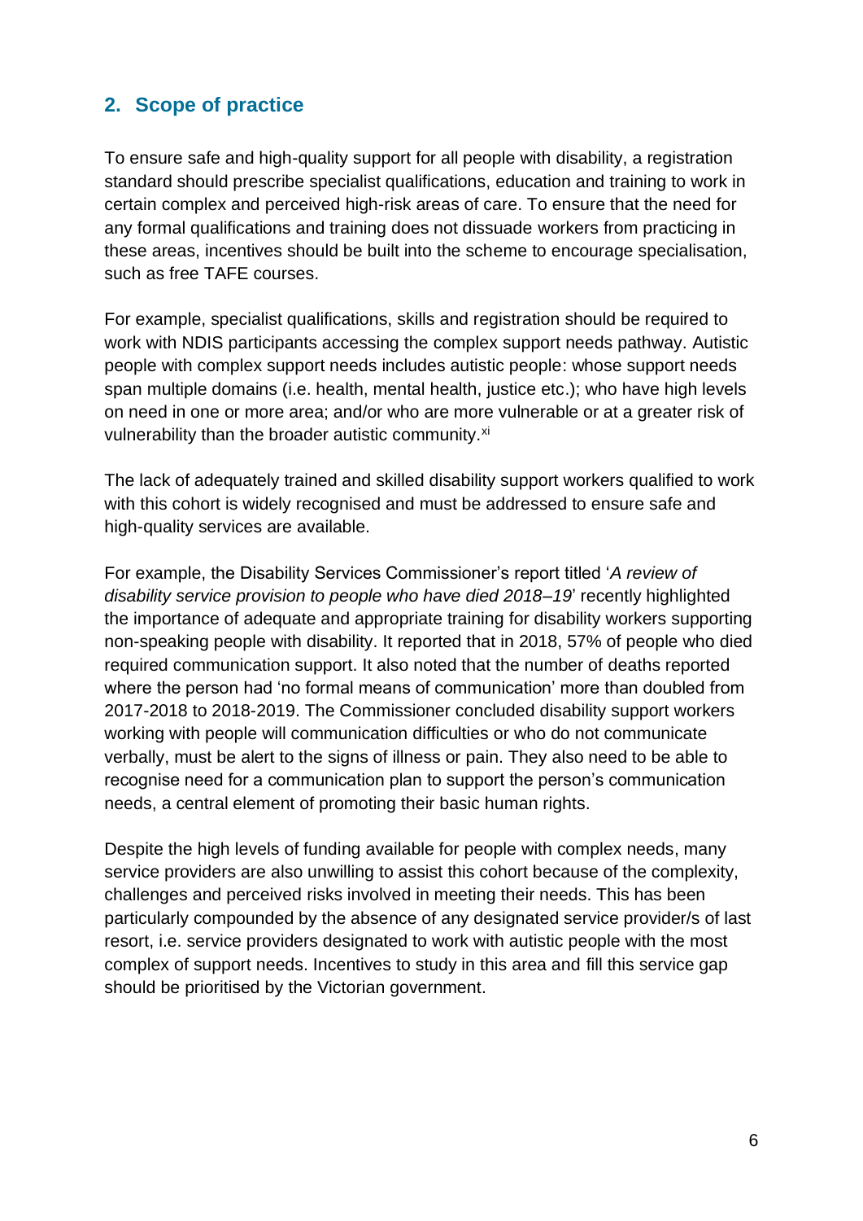## 2. Scope of practice

To ensure safe and high-quality support for all people with disability, a registration standard should prescribe specialist qualifications, education and training to work in certain complex and perceived high-risk areas of care. To ensure that the need for any formal qualifications and training does not dissuade workers from practicing in these areas, incentives should be built into the scheme to encourage specialisation, such as free TAFE courses.

For example, specialist qualifications, skills and registration should be required to work with NDIS participants accessing the complex support needs pathway. Autistic people with complex support needs includes autistic people: whose support needs span multiple domains (i.e. health, mental health, justice etc.); who have high levels on need in one or more area; and/or who are more vulnerable or at a greater risk of vulnerability than the broader autistic community.[xi]

The lack of adequately trained and skilled disability support workers qualified to work with this cohort is widely recognised and must be addressed to ensure safe and high-quality services are available.

For example, the Disability Services Commissioner's report titled '*A review of disability service provision to people who have died 2018–19*' recently highlighted the importance of adequate and appropriate training for disability workers supporting non-speaking people with disability. It reported that in 2018, 57% of people who died required communication support. It also noted that the number of deaths reported where the person had 'no formal means of communication' more than doubled from 2017-2018 to 2018-2019. The Commissioner concluded disability support workers working with people will communication difficulties or who do not communicate verbally, must be alert to the signs of illness or pain. They also need to be able to recognise need for a communication plan to support the person's communication needs, a central element of promoting their basic human rights.

Despite the high levels of funding available for people with complex needs, many service providers are also unwilling to assist this cohort because of the complexity, challenges and perceived risks involved in meeting their needs. This has been particularly compounded by the absence of any designated service provider/s of last resort, i.e. service providers designated to work with autistic people with the most complex of support needs. Incentives to study in this area and fill this service gap should be prioritised by the Victorian government.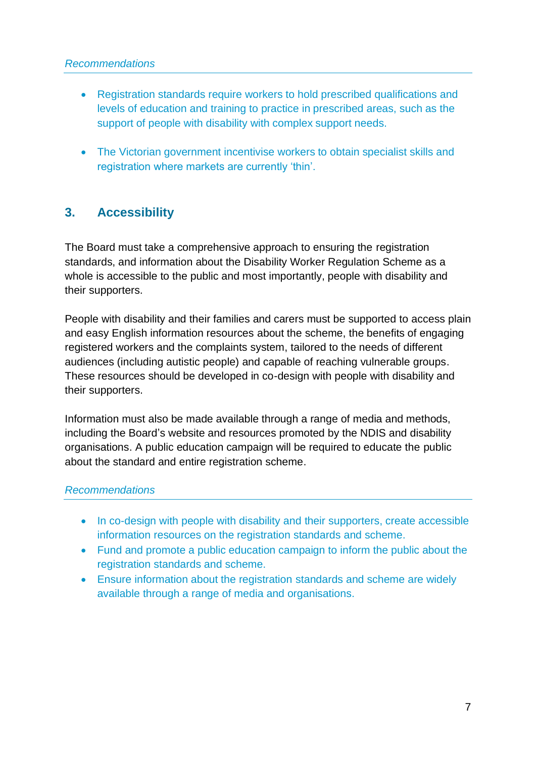*Recommendations*

- Registration standards require workers to hold prescribed qualifications and levels of education and training to practice in prescribed areas, such as the support of people with disability with complex support needs.

- The Victorian government incentivise workers to obtain specialist skills and registration where markets are currently 'thin'.

## 3. Accessibility

The Board must take a comprehensive approach to ensuring the registration standards, and information about the Disability Worker Regulation Scheme as a whole is accessible to the public and most importantly, people with disability and their supporters.

People with disability and their families and carers must be supported to access plain and easy English information resources about the scheme, the benefits of engaging registered workers and the complaints system, tailored to the needs of different audiences (including autistic people) and capable of reaching vulnerable groups. These resources should be developed in co-design with people with disability and their supporters.

Information must also be made available through a range of media and methods, including the Board's website and resources promoted by the NDIS and disability organisations. A public education campaign will be required to educate the public about the standard and entire registration scheme.

*Recommendations*

- In co-design with people with disability and their supporters, create accessible information resources on the registration standards and scheme.
- Fund and promote a public education campaign to inform the public about the registration standards and scheme.
- Ensure information about the registration standards and scheme are widely available through a range of media and organisations.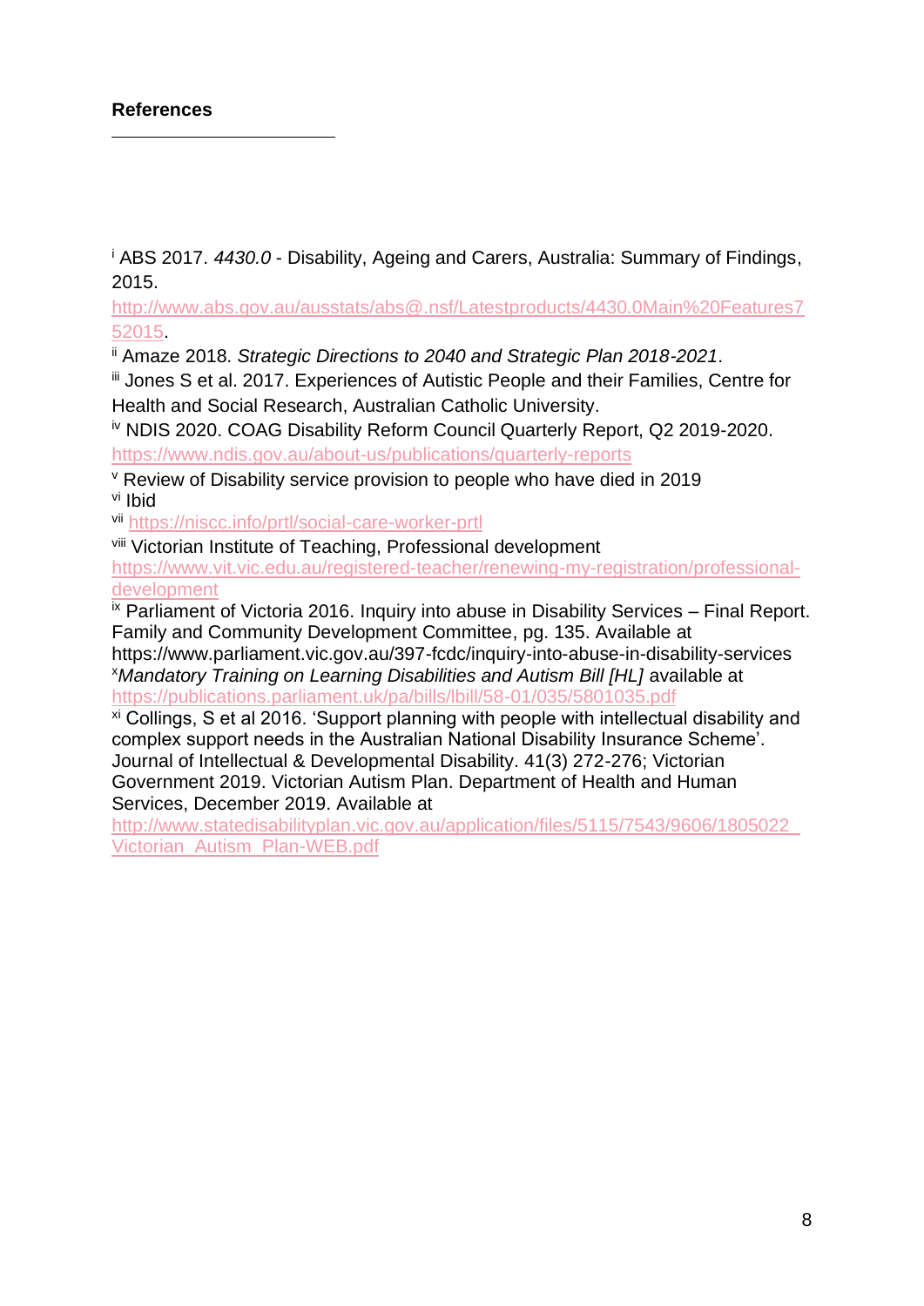**References**

---

[i] ABS 2017. *4430.0* - Disability, Ageing and Carers, Australia: Summary of Findings, 2015. http://www.abs.gov.au/ausstats/abs@.nsf/Latestproducts/4430.0Main%20Features752015.

[ii] Amaze 2018. *Strategic Directions to 2040 and Strategic Plan 2018-2021*.

[iii] Jones S et al. 2017. Experiences of Autistic People and their Families, Centre for Health and Social Research, Australian Catholic University.

[iv] NDIS 2020. COAG Disability Reform Council Quarterly Report, Q2 2019-2020. https://www.ndis.gov.au/about-us/publications/quarterly-reports

[v] Review of Disability service provision to people who have died in 2019

[vi] Ibid

[vii] https://niscc.info/prtl/social-care-worker-prtl

[viii] Victorian Institute of Teaching, Professional development https://www.vit.vic.edu.au/registered-teacher/renewing-my-registration/professional-development

[ix] Parliament of Victoria 2016. Inquiry into abuse in Disability Services – Final Report. Family and Community Development Committee, pg. 135. Available at https://www.parliament.vic.gov.au/397-fcdc/inquiry-into-abuse-in-disability-services

[x] *Mandatory Training on Learning Disabilities and Autism Bill [HL]* available at https://publications.parliament.uk/pa/bills/lbill/58-01/035/5801035.pdf

[xi] Collings, S et al 2016. 'Support planning with people with intellectual disability and complex support needs in the Australian National Disability Insurance Scheme'. Journal of Intellectual & Developmental Disability. 41(3) 272-276; Victorian Government 2019. Victorian Autism Plan. Department of Health and Human Services, December 2019. Available at http://www.statedisabilityplan.vic.gov.au/application/files/5115/7543/9606/1805022_Victorian_Autism_Plan-WEB.pdf